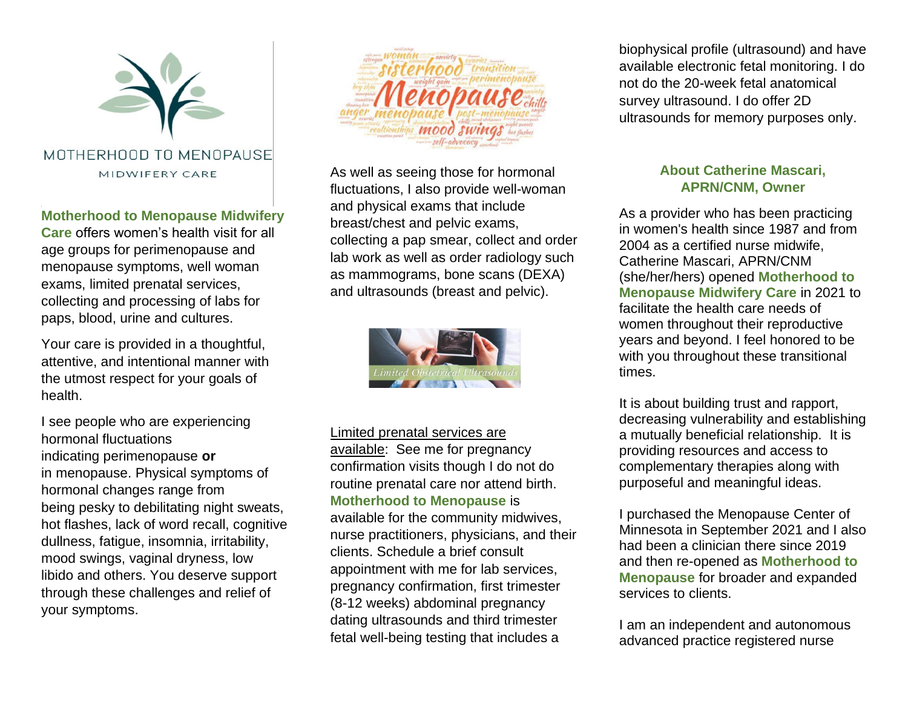MOTHERHOOD TO MENOPAUSE

MIDWIFERY CARE

**Motherhood to Menopause Midwifery Care** offers women's health visit for all age groups for perimenopause and menopause symptoms, well woman exams, limited prenatal services, collecting and processing of labs for paps, blood, urine and cultures.

Your care is provided in a thoughtful, attentive, and intentional manner with the utmost respect for your goals of health.

I see people who are experiencing hormonal fluctuations indicating perimenopause **or** in menopause. Physical symptoms of hormonal changes range from being pesky to debilitating night sweats, hot flashes, lack of word recall, cognitive dullness, fatigue, insomnia, irritability, mood swings, vaginal dryness, low libido and others. You deserve support through these challenges and relief of your symptoms.

As well as seeing those for hormonal fluctuations, I also provide well-woman and physical exams that include breast/chest and pelvic exams, collecting a pap smear, collect and order lab work as well as order radiology such as mammograms, bone scans (DEXA) and ultrasounds (breast and pelvic).

*Limited Obstetrical Ultrasounds*

<u>Limited prenatal services are available</u>: See me for pregnancy confirmation visits though I do not do routine prenatal care nor attend birth. **Motherhood to Menopause** is available for the community midwives, nurse practitioners, physicians, and their clients. Schedule a brief consult appointment with me for lab services, pregnancy confirmation, first trimester (8-12 weeks) abdominal pregnancy dating ultrasounds and third trimester fetal well-being testing that includes a biophysical profile (ultrasound) and have available electronic fetal monitoring. I do not do the 20-week fetal anatomical survey ultrasound. I do offer 2D ultrasounds for memory purposes only.

## About Catherine Mascari, APRN/CNM, Owner

As a provider who has been practicing in women's health since 1987 and from 2004 as a certified nurse midwife, Catherine Mascari, APRN/CNM (she/her/hers) opened **Motherhood to Menopause Midwifery Care** in 2021 to facilitate the health care needs of women throughout their reproductive years and beyond. I feel honored to be with you throughout these transitional times.

It is about building trust and rapport, decreasing vulnerability and establishing a mutually beneficial relationship. It is providing resources and access to complementary therapies along with purposeful and meaningful ideas.

I purchased the Menopause Center of Minnesota in September 2021 and I also had been a clinician there since 2019 and then re-opened as **Motherhood to Menopause** for broader and expanded services to clients.

I am an independent and autonomous advanced practice registered nurse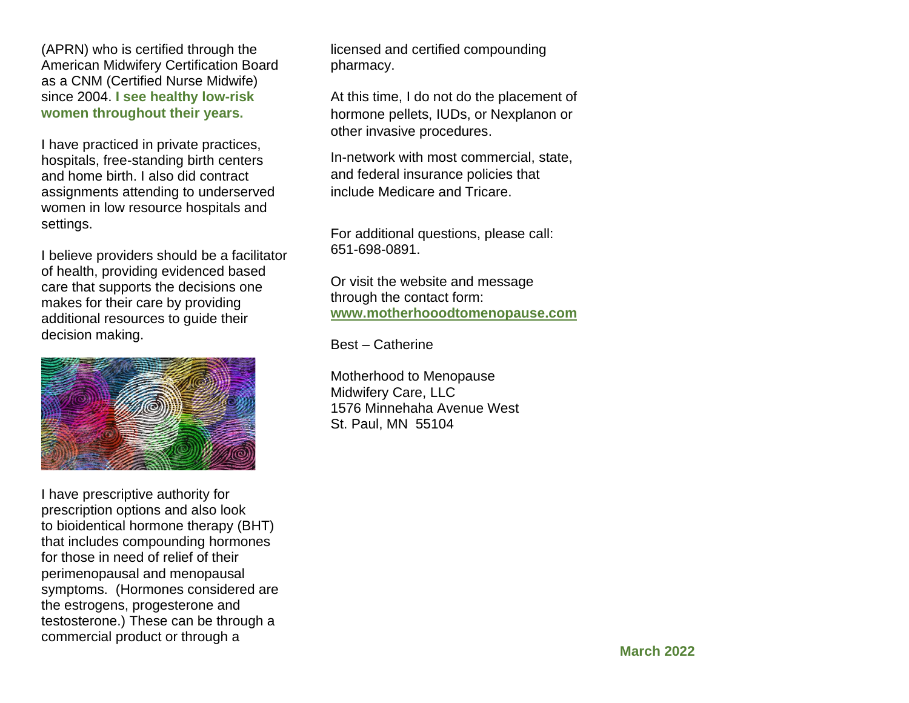(APRN) who is certified through the American Midwifery Certification Board as a CNM (Certified Nurse Midwife) since 2004. **I see healthy low-risk women throughout their years.**

I have practiced in private practices, hospitals, free-standing birth centers and home birth. I also did contract assignments attending to underserved women in low resource hospitals and settings.

I believe providers should be a facilitator of health, providing evidenced based care that supports the decisions one makes for their care by providing additional resources to guide their decision making.

I have prescriptive authority for prescription options and also look to bioidentical hormone therapy (BHT) that includes compounding hormones for those in need of relief of their perimenopausal and menopausal symptoms. (Hormones considered are the estrogens, progesterone and testosterone.) These can be through a commercial product or through a licensed and certified compounding pharmacy.

At this time, I do not do the placement of hormone pellets, IUDs, or Nexplanon or other invasive procedures.

In-network with most commercial, state, and federal insurance policies that include Medicare and Tricare.

For additional questions, please call: 651-698-0891.

Or visit the website and message through the contact form: **www.motherhooodtomenopause.com**

Best – Catherine

Motherhood to Menopause  
Midwifery Care, LLC  
1576 Minnehaha Avenue West  
St. Paul, MN 55104

**March 2022**